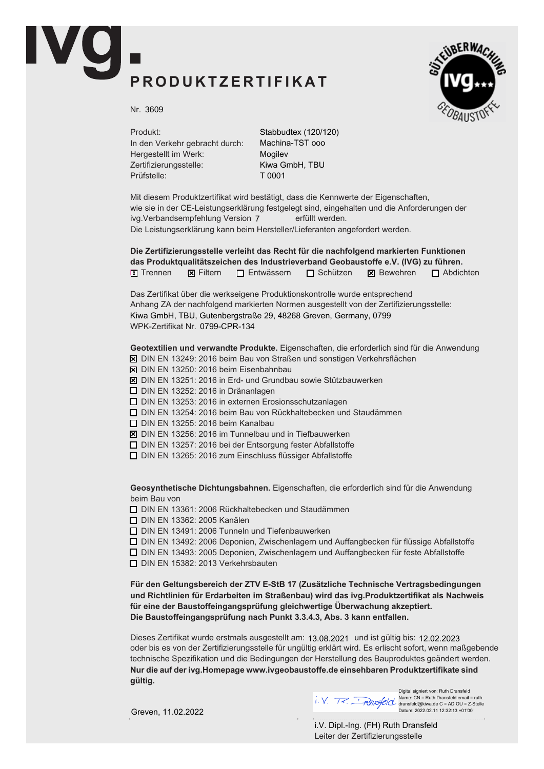# ivg.

## PRODUKTZERTIFIKAT

Nr. 3609

| | |
|---|---|
| Produkt: | Stabbudtex (120/120) |
| In den Verkehr gebracht durch: | Machina-TST ooo |
| Hergestellt im Werk: | Mogilev |
| Zertifizierungsstelle: | Kiwa GmbH, TBU |
| Prüfstelle: | T 0001 |

Mit diesem Produktzertifikat wird bestätigt, dass die Kennwerte der Eigenschaften, wie sie in der CE-Leistungserklärung festgelegt sind, eingehalten und die Anforderungen der ivg.Verbandsempfehlung Version 7 erfüllt werden.
Die Leistungserklärung kann beim Hersteller/Lieferanten angefordert werden.

**Die Zertifizierungsstelle verleiht das Recht für die nachfolgend markierten Funktionen das Produktqualitätszeichen des Industrieverband Geobaustoffe e.V. (IVG) zu führen.**

☒ Trennen ☒ Filtern ☐ Entwässern ☐ Schützen ☒ Bewehren ☐ Abdichten

Das Zertifikat über die werkseigene Produktionskontrolle wurde entsprechend Anhang ZA der nachfolgend markierten Normen ausgestellt von der Zertifizierungsstelle:
Kiwa GmbH, TBU, Gutenbergstraße 29, 48268 Greven, Germany, 0799
WPK-Zertifikat Nr. 0799-CPR-134

**Geotextilien und verwandte Produkte.** Eigenschaften, die erforderlich sind für die Anwendung

- ☒ DIN EN 13249: 2016 beim Bau von Straßen und sonstigen Verkehrsflächen
- ☒ DIN EN 13250: 2016 beim Eisenbahnbau
- ☒ DIN EN 13251: 2016 in Erd- und Grundbau sowie Stützbauwerken
- ☐ DIN EN 13252: 2016 in Dränanlagen
- ☐ DIN EN 13253: 2016 in externen Erosionsschutzanlagen
- ☐ DIN EN 13254: 2016 beim Bau von Rückhaltebecken und Staudämmen
- ☐ DIN EN 13255: 2016 beim Kanalbau
- ☒ DIN EN 13256: 2016 im Tunnelbau und in Tiefbauwerken
- ☐ DIN EN 13257: 2016 bei der Entsorgung fester Abfallstoffe
- ☐ DIN EN 13265: 2016 zum Einschluss flüssiger Abfallstoffe

**Geosynthetische Dichtungsbahnen.** Eigenschaften, die erforderlich sind für die Anwendung beim Bau von

- ☐ DIN EN 13361: 2006 Rückhaltebecken und Staudämmen
- ☐ DIN EN 13362: 2005 Kanälen
- ☐ DIN EN 13491: 2006 Tunneln und Tiefenbauwerken
- ☐ DIN EN 13492: 2006 Deponien, Zwischenlagern und Auffangbecken für flüssige Abfallstoffe
- ☐ DIN EN 13493: 2005 Deponien, Zwischenlagern und Auffangbecken für feste Abfallstoffe
- ☐ DIN EN 15382: 2013 Verkehrsbauten

**Für den Geltungsbereich der ZTV E-StB 17 (Zusätzliche Technische Vertragsbedingungen und Richtlinien für Erdarbeiten im Straßenbau) wird das ivg.Produktzertifikat als Nachweis für eine der Baustoffeingangsprüfung gleichwertige Überwachung akzeptiert. Die Baustoffeingangsprüfung nach Punkt 3.3.4.3, Abs. 3 kann entfallen.**

Dieses Zertifikat wurde erstmals ausgestellt am: 13.08.2021 und ist gültig bis: 12.02.2023 oder bis es von der Zertifizierungsstelle für ungültig erklärt wird. Es erlischt sofort, wenn maßgebende technische Spezifikation und die Bedingungen der Herstellung des Bauproduktes geändert werden.
**Nur die auf der ivg.Homepage www.ivgeobaustoffe.de einsehbaren Produktzertifikate sind gültig.**

Greven, 11.02.2022

i.V. R. Dransfeld

Digital signiert von: Ruth Dransfeld
Name: CN = Ruth Dransfeld email = ruth.dransfeld@kiwa.de C = AD OU = Z-Stelle
Datum: 2022.02.11 12:32:13 +01'00'

i.V. Dipl.-Ing. (FH) Ruth Dransfeld
Leiter der Zertifizierungsstelle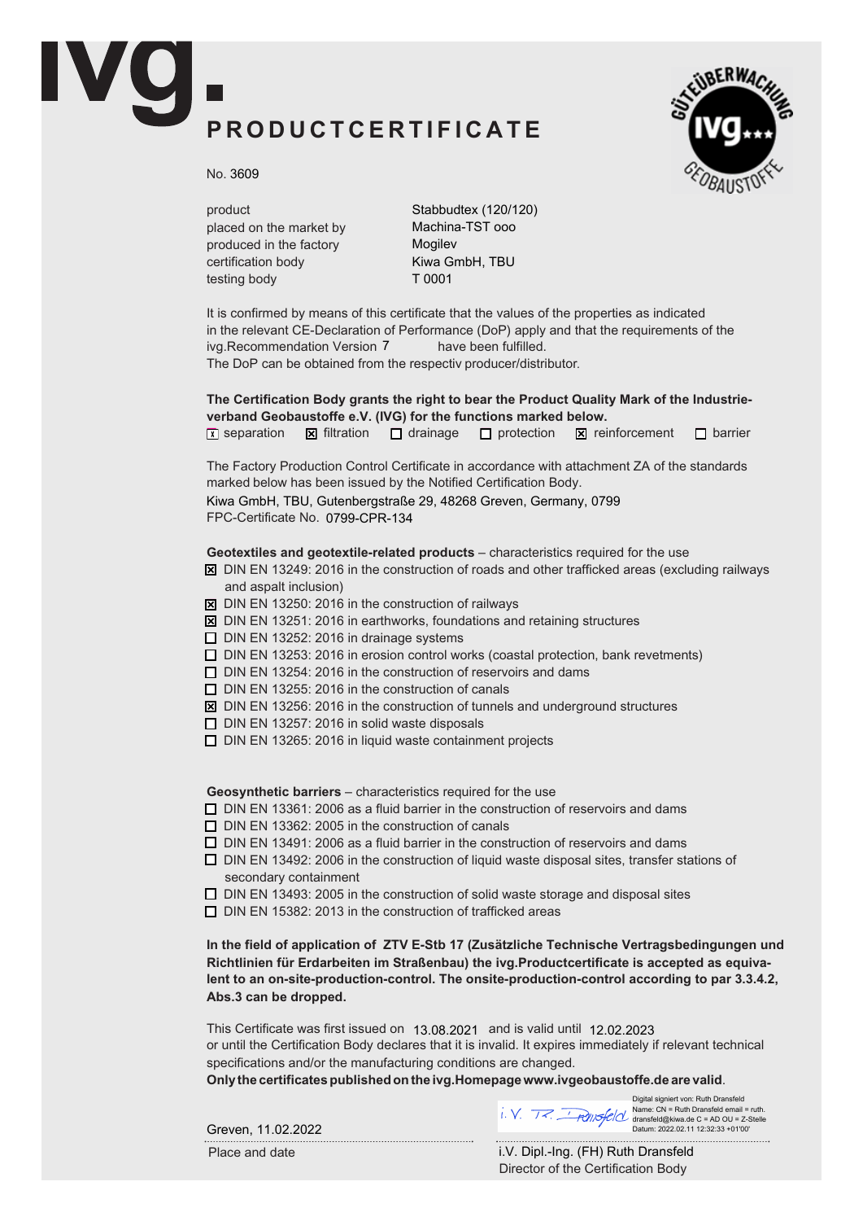# ivg.

## PRODUCTCERTIFICATE

No. 3609

| | |
|---|---|
| product | Stabbudtex (120/120) |
| placed on the market by | Machina-TST ooo |
| produced in the factory | Mogilev |
| certification body | Kiwa GmbH, TBU |
| testing body | T 0001 |

It is confirmed by means of this certificate that the values of the properties as indicated in the relevant CE-Declaration of Performance (DoP) apply and that the requirements of the ivg.Recommendation Version 7 have been fulfilled.
The DoP can be obtained from the respectiv producer/distributor.

**The Certification Body grants the right to bear the Product Quality Mark of the Industrieverband Geobaustoffe e.V. (IVG) for the functions marked below.**

☒ separation ☒ filtration ☐ drainage ☐ protection ☒ reinforcement ☐ barrier

The Factory Production Control Certificate in accordance with attachment ZA of the standards marked below has been issued by the Notified Certification Body.
Kiwa GmbH, TBU, Gutenbergstraße 29, 48268 Greven, Germany, 0799
FPC-Certificate No. 0799-CPR-134

**Geotextiles and geotextile-related products** – characteristics required for the use

- ☒ DIN EN 13249: 2016 in the construction of roads and other trafficked areas (excluding railways and aspalt inclusion)
- ☒ DIN EN 13250: 2016 in the construction of railways
- ☒ DIN EN 13251: 2016 in earthworks, foundations and retaining structures
- ☐ DIN EN 13252: 2016 in drainage systems
- ☐ DIN EN 13253: 2016 in erosion control works (coastal protection, bank revetments)
- ☐ DIN EN 13254: 2016 in the construction of reservoirs and dams
- ☐ DIN EN 13255: 2016 in the construction of canals
- ☒ DIN EN 13256: 2016 in the construction of tunnels and underground structures
- ☐ DIN EN 13257: 2016 in solid waste disposals
- ☐ DIN EN 13265: 2016 in liquid waste containment projects

**Geosynthetic barriers** – characteristics required for the use

- ☐ DIN EN 13361: 2006 as a fluid barrier in the construction of reservoirs and dams
- ☐ DIN EN 13362: 2005 in the construction of canals
- ☐ DIN EN 13491: 2006 as a fluid barrier in the construction of reservoirs and dams
- ☐ DIN EN 13492: 2006 in the construction of liquid waste disposal sites, transfer stations of secondary containment
- ☐ DIN EN 13493: 2005 in the construction of solid waste storage and disposal sites
- ☐ DIN EN 15382: 2013 in the construction of trafficked areas

**In the field of application of ZTV E-Stb 17 (Zusätzliche Technische Vertragsbedingungen und Richtlinien für Erdarbeiten im Straßenbau) the ivg.Productcertificate is accepted as equivalent to an on-site-production-control. The onsite-production-control according to par 3.3.4.2, Abs.3 can be dropped.**

This Certificate was first issued on 13.08.2021 and is valid until 12.02.2023
or until the Certification Body declares that it is invalid. It expires immediately if relevant technical specifications and/or the manufacturing conditions are changed.
**Only the certificates published on the ivg.Homepage www.ivgeobaustoffe.de are valid**.

Greven, 11.02.2022

Place and date

i.V. R. Dransfeld

Digital signiert von: Ruth Dransfeld
Name: CN = Ruth Dransfeld email = ruth.dransfeld@kiwa.de C = AD OU = Z-Stelle
Datum: 2022.02.11 12:32:33 +01'00'

i.V. Dipl.-Ing. (FH) Ruth Dransfeld
Director of the Certification Body